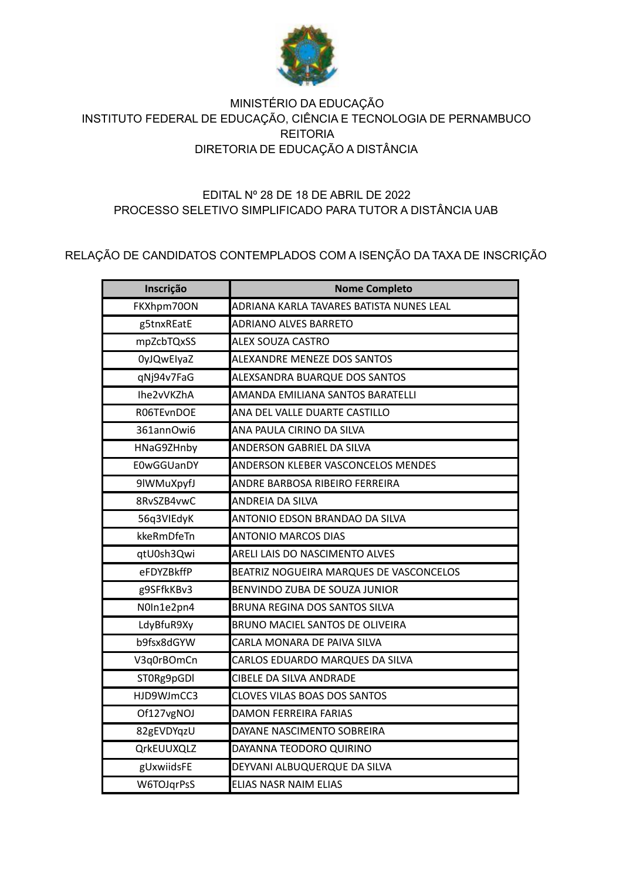MINISTÉRIO DA EDUCAÇÃO
INSTITUTO FEDERAL DE EDUCAÇÃO, CIÊNCIA E TECNOLOGIA DE PERNAMBUCO
REITORIA
DIRETORIA DE EDUCAÇÃO A DISTÂNCIA

EDITAL Nº 28 DE 18 DE ABRIL DE 2022
PROCESSO SELETIVO SIMPLIFICADO PARA TUTOR A DISTÂNCIA UAB

RELAÇÃO DE CANDIDATOS CONTEMPLADOS COM A ISENÇÃO DA TAXA DE INSCRIÇÃO

| Inscrição | Nome Completo |
|---|---|
| FKXhpm70ON | ADRIANA KARLA TAVARES BATISTA NUNES LEAL |
| g5tnxREatE | ADRIANO ALVES BARRETO |
| mpZcbTQxSS | ALEX SOUZA CASTRO |
| 0yJQwElyaZ | ALEXANDRE MENEZE DOS SANTOS |
| qNj94v7FaG | ALEXSANDRA BUARQUE DOS SANTOS |
| Ihe2vVKZhA | AMANDA EMILIANA SANTOS BARATELLI |
| R06TEvnDOE | ANA DEL VALLE DUARTE CASTILLO |
| 361annOwi6 | ANA PAULA CIRINO DA SILVA |
| HNaG9ZHnby | ANDERSON GABRIEL DA SILVA |
| E0wGGUanDY | ANDERSON KLEBER VASCONCELOS MENDES |
| 9lWMuXpyfJ | ANDRE BARBOSA RIBEIRO FERREIRA |
| 8RvSZB4vwC | ANDREIA DA SILVA |
| 56q3VIEdyK | ANTONIO EDSON BRANDAO DA SILVA |
| kkeRmDfeTn | ANTONIO MARCOS DIAS |
| qtU0sh3Qwi | ARELI LAIS DO NASCIMENTO ALVES |
| eFDYZBkffP | BEATRIZ NOGUEIRA MARQUES DE VASCONCELOS |
| g9SFfkKBv3 | BENVINDO ZUBA DE SOUZA JUNIOR |
| N0In1e2pn4 | BRUNA REGINA DOS SANTOS SILVA |
| LdyBfuR9Xy | BRUNO MACIEL SANTOS DE OLIVEIRA |
| b9fsx8dGYW | CARLA MONARA DE PAIVA SILVA |
| V3q0rBOmCn | CARLOS EDUARDO MARQUES DA SILVA |
| ST0Rg9pGDl | CIBELE DA SILVA ANDRADE |
| HJD9WJmCC3 | CLOVES VILAS BOAS DOS SANTOS |
| Of127vgNOJ | DAMON FERREIRA FARIAS |
| 82gEVDYqzU | DAYANE NASCIMENTO SOBREIRA |
| QrkEUUXQLZ | DAYANNA TEODORO QUIRINO |
| gUxwiidsFE | DEYVANI ALBUQUERQUE DA SILVA |
| W6TOJqrPsS | ELIAS NASR NAIM ELIAS |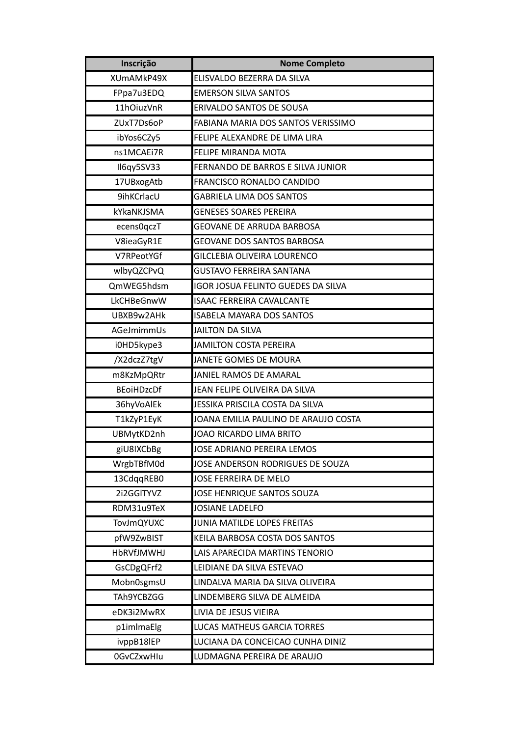| Inscrição | Nome Completo |
|---|---|
| XUmAMkP49X | ELISVALDO BEZERRA DA SILVA |
| FPpa7u3EDQ | EMERSON SILVA SANTOS |
| 11hOiuzVnR | ERIVALDO SANTOS DE SOUSA |
| ZUxT7Ds6oP | FABIANA MARIA DOS SANTOS VERISSIMO |
| ibYos6CZy5 | FELIPE ALEXANDRE DE LIMA LIRA |
| ns1MCAEi7R | FELIPE MIRANDA MOTA |
| Il6qy5SV33 | FERNANDO DE BARROS E SILVA JUNIOR |
| 17UBxogAtb | FRANCISCO RONALDO CANDIDO |
| 9ihKCrlacU | GABRIELA LIMA DOS SANTOS |
| kYkaNKJSMA | GENESES SOARES PEREIRA |
| ecens0qczT | GEOVANE DE ARRUDA BARBOSA |
| V8ieaGyR1E | GEOVANE DOS SANTOS BARBOSA |
| V7RPeotYGf | GILCLEBIA OLIVEIRA LOURENCO |
| wlbyQZCPvQ | GUSTAVO FERREIRA SANTANA |
| QmWEG5hdsm | IGOR JOSUA FELINTO GUEDES DA SILVA |
| LkCHBeGnwW | ISAAC FERREIRA CAVALCANTE |
| UBXB9w2AHk | ISABELA MAYARA DOS SANTOS |
| AGeJmimmUs | JAILTON DA SILVA |
| i0HD5kype3 | JAMILTON COSTA PEREIRA |
| /X2dczZ7tgV | JANETE GOMES DE MOURA |
| m8KzMpQRtr | JANIEL RAMOS DE AMARAL |
| BEoiHDzcDf | JEAN FELIPE OLIVEIRA DA SILVA |
| 36hyVoAlEk | JESSIKA PRISCILA COSTA DA SILVA |
| T1kZyP1EyK | JOANA EMILIA PAULINO DE ARAUJO COSTA |
| UBMytKD2nh | JOAO RICARDO LIMA BRITO |
| giU8IXCbBg | JOSE ADRIANO PEREIRA LEMOS |
| WrgbTBfM0d | JOSE ANDERSON RODRIGUES DE SOUZA |
| 13CdqqREB0 | JOSE FERREIRA DE MELO |
| 2i2GGlTYVZ | JOSE HENRIQUE SANTOS SOUZA |
| RDM31u9TeX | JOSIANE LADELFO |
| TovJmQYUXC | JUNIA MATILDE LOPES FREITAS |
| pfW9ZwBIST | KEILA BARBOSA COSTA DOS SANTOS |
| HbRVfJMWHJ | LAIS APARECIDA MARTINS TENORIO |
| GsCDgQFrf2 | LEIDIANE DA SILVA ESTEVAO |
| Mobn0sgmsU | LINDALVA MARIA DA SILVA OLIVEIRA |
| TAh9YCBZGG | LINDEMBERG SILVA DE ALMEIDA |
| eDK3i2MwRX | LIVIA DE JESUS VIEIRA |
| p1imlmaElg | LUCAS MATHEUS GARCIA TORRES |
| ivppB18lEP | LUCIANA DA CONCEICAO CUNHA DINIZ |
| 0GvCZxwHIu | LUDMAGNA PEREIRA DE ARAUJO |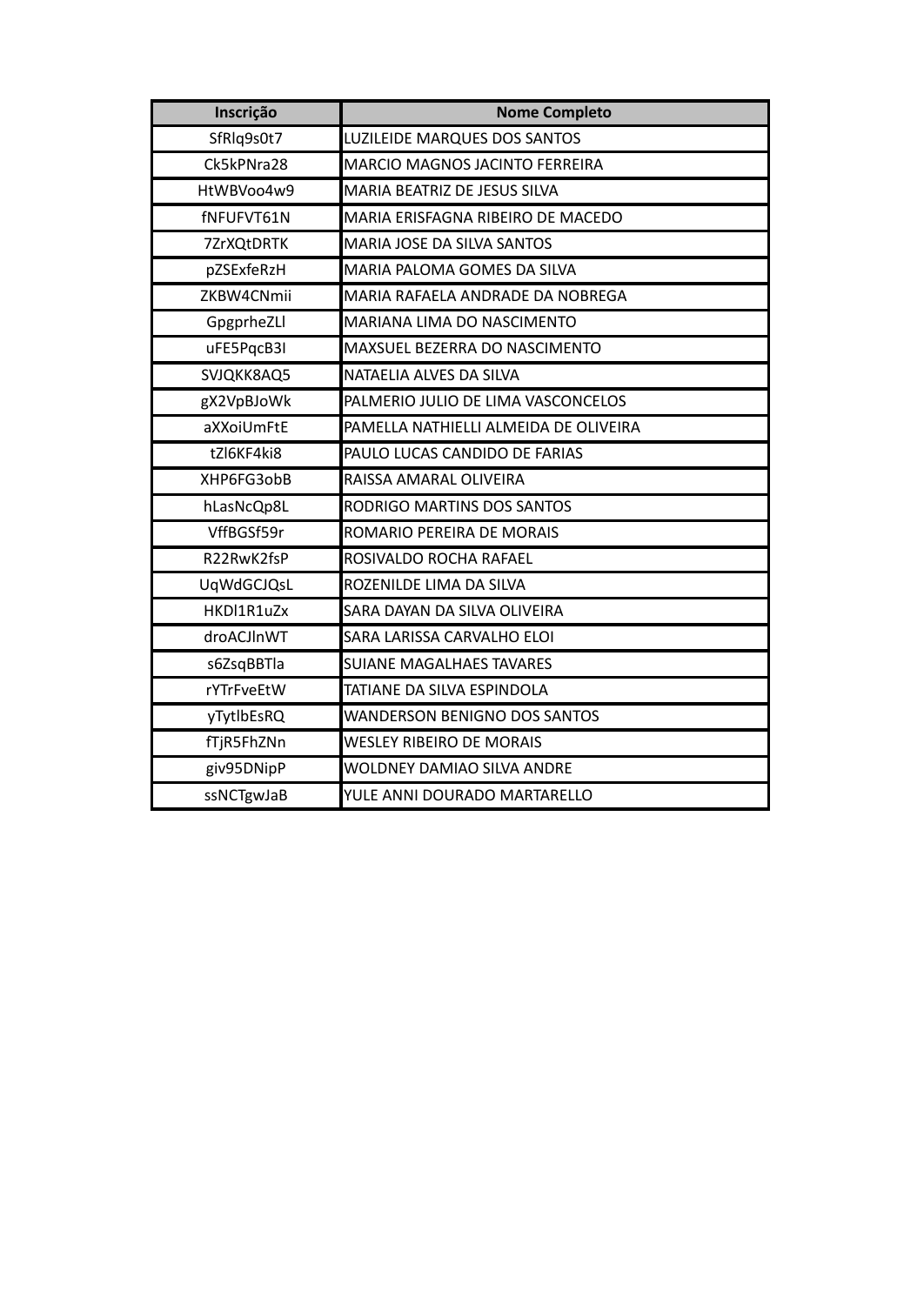| Inscrição | Nome Completo |
|---|---|
| SfRlq9s0t7 | LUZILEIDE MARQUES DOS SANTOS |
| Ck5kPNra28 | MARCIO MAGNOS JACINTO FERREIRA |
| HtWBVoo4w9 | MARIA BEATRIZ DE JESUS SILVA |
| fNFUFVT61N | MARIA ERISFAGNA RIBEIRO DE MACEDO |
| 7ZrXQtDRTK | MARIA JOSE DA SILVA SANTOS |
| pZSExfeRzH | MARIA PALOMA GOMES DA SILVA |
| ZKBW4CNmii | MARIA RAFAELA ANDRADE DA NOBREGA |
| GpgprheZLl | MARIANA LIMA DO NASCIMENTO |
| uFE5PqcB3I | MAXSUEL BEZERRA DO NASCIMENTO |
| SVJQKK8AQ5 | NATAELIA ALVES DA SILVA |
| gX2VpBJoWk | PALMERIO JULIO DE LIMA VASCONCELOS |
| aXXoiUmFtE | PAMELLA NATHIELLI ALMEIDA DE OLIVEIRA |
| tZl6KF4ki8 | PAULO LUCAS CANDIDO DE FARIAS |
| XHP6FG3obB | RAISSA AMARAL OLIVEIRA |
| hLasNcQp8L | RODRIGO MARTINS DOS SANTOS |
| VffBGSf59r | ROMARIO PEREIRA DE MORAIS |
| R22RwK2fsP | ROSIVALDO ROCHA RAFAEL |
| UqWdGCJQsL | ROZENILDE LIMA DA SILVA |
| HKDl1R1uZx | SARA DAYAN DA SILVA OLIVEIRA |
| droACJlnWT | SARA LARISSA CARVALHO ELOI |
| s6ZsqBBTla | SUIANE MAGALHAES TAVARES |
| rYTrFveEtW | TATIANE DA SILVA ESPINDOLA |
| yTytlbEsRQ | WANDERSON BENIGNO DOS SANTOS |
| fTjR5FhZNn | WESLEY RIBEIRO DE MORAIS |
| giv95DNipP | WOLDNEY DAMIAO SILVA ANDRE |
| ssNCTgwJaB | YULE ANNI DOURADO MARTARELLO |